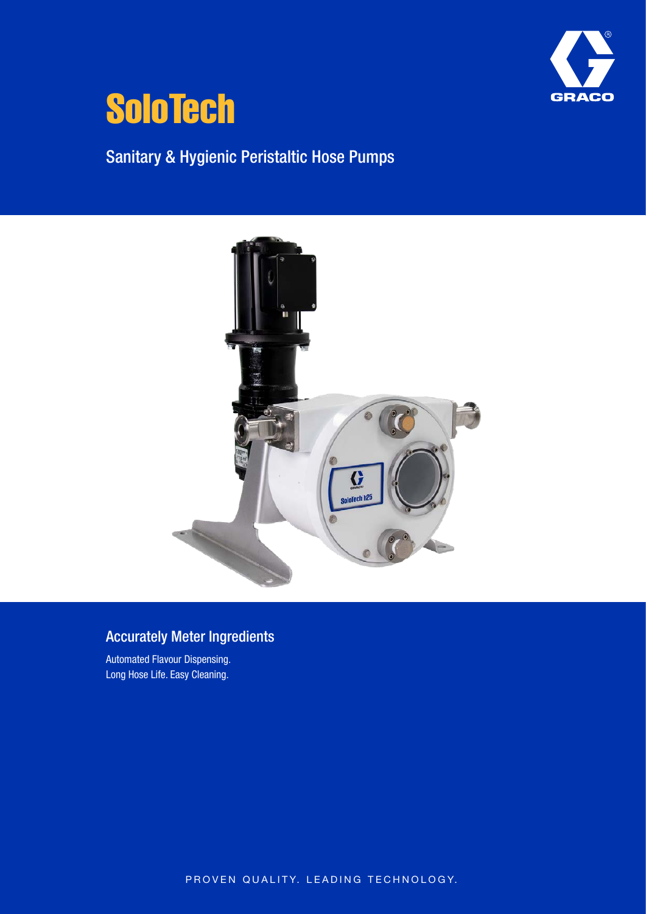# SoloTech

## Sanitary & Hygienic Peristaltic Hose Pumps

### Accurately Meter Ingredients

Automated Flavour Dispensing.
Long Hose Life. Easy Cleaning.

PROVEN QUALITY. LEADING TECHNOLOGY.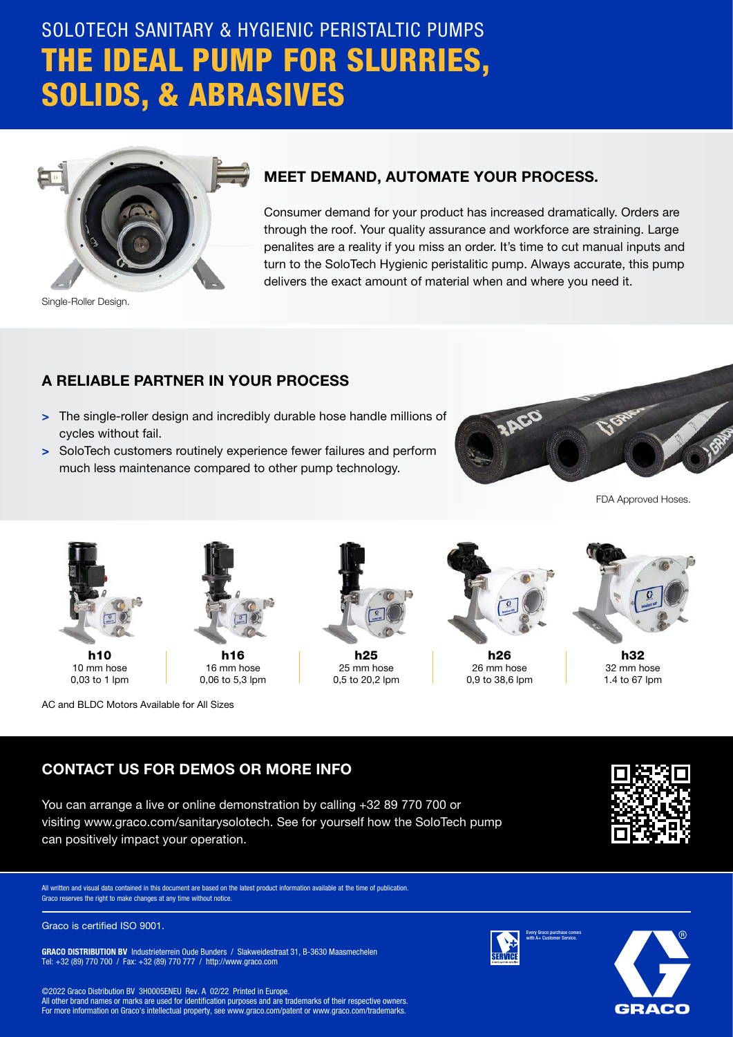SOLOTECH SANITARY & HYGIENIC PERISTALTIC PUMPS

# THE IDEAL PUMP FOR SLURRIES, SOLIDS, & ABRASIVES

Single-Roller Design.

## MEET DEMAND, AUTOMATE YOUR PROCESS.

Consumer demand for your product has increased dramatically. Orders are through the roof. Your quality assurance and workforce are straining. Large penalites are a reality if you miss an order. It's time to cut manual inputs and turn to the SoloTech Hygienic peristalitic pump. Always accurate, this pump delivers the exact amount of material when and where you need it.

## A RELIABLE PARTNER IN YOUR PROCESS

- The single-roller design and incredibly durable hose handle millions of cycles without fail.
- SoloTech customers routinely experience fewer failures and perform much less maintenance compared to other pump technology.

FDA Approved Hoses.

| h10 | h16 | h25 | h26 | h32 |
|---|---|---|---|---|
| 10 mm hose | 16 mm hose | 25 mm hose | 26 mm hose | 32 mm hose |
| 0,03 to 1 lpm | 0,06 to 5,3 lpm | 0,5 to 20,2 lpm | 0,9 to 38,6 lpm | 1.4 to 67 lpm |

AC and BLDC Motors Available for All Sizes

## CONTACT US FOR DEMOS OR MORE INFO

You can arrange a live or online demonstration by calling +32 89 770 700 or visiting www.graco.com/sanitarysolotech. See for yourself how the SoloTech pump can positively impact your operation.

All written and visual data contained in this document are based on the latest product information available at the time of publication. Graco reserves the right to make changes at any time without notice.

Graco is certified ISO 9001.

**GRACO DISTRIBUTION BV** Industrieterrein Oude Bunders / Slakweidestraat 31, B-3630 Maasmechelen
Tel: +32 (89) 770 700 / Fax: +32 (89) 770 777 / http://www.graco.com

Every Graco purchase comes with A+ Customer Service.

©2022 Graco Distribution BV 3H0005ENEU Rev. A 02/22 Printed in Europe.
All other brand names or marks are used for identification purposes and are trademarks of their respective owners.
For more information on Graco's intellectual property, see www.graco.com/patent or www.graco.com/trademarks.